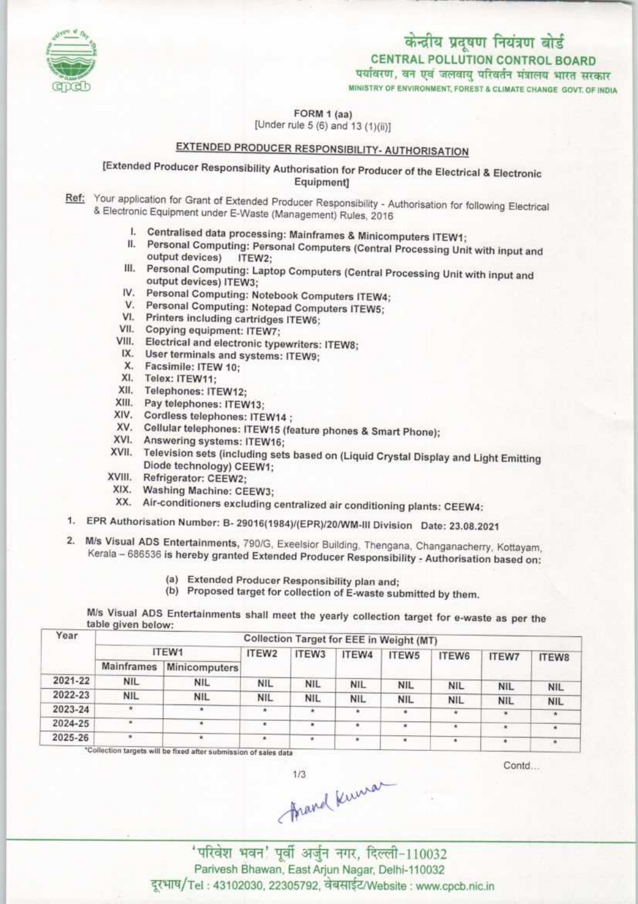# केन्द्रीय प्रदूषण नियंत्रण बोर्ड

## CENTRAL POLLUTION CONTROL BOARD

पर्यावरण, वन एवं जलवायु परिवर्तन मंत्रालय भारत सरकार

MINISTRY OF ENVIRONMENT, FOREST & CLIMATE CHANGE GOVT. OF INDIA

FORM 1 (aa)
[Under rule 5 (6) and 13 (1)(ii)]

### EXTENDED PRODUCER RESPONSIBILITY- AUTHORISATION

[Extended Producer Responsibility Authorisation for Producer of the Electrical & Electronic Equipment]

**Ref:** Your application for Grant of Extended Producer Responsibility - Authorisation for following Electrical & Electronic Equipment under E-Waste (Management) Rules, 2016

I. Centralised data processing: Mainframes & Minicomputers ITEW1;
II. Personal Computing: Personal Computers (Central Processing Unit with input and output devices) ITEW2;
III. Personal Computing: Laptop Computers (Central Processing Unit with input and output devices) ITEW3;
IV. Personal Computing: Notebook Computers ITEW4;
V. Personal Computing: Notepad Computers ITEW5;
VI. Printers including cartridges ITEW6;
VII. Copying equipment: ITEW7;
VIII. Electrical and electronic typewriters: ITEW8;
IX. User terminals and systems: ITEW9;
X. Facsimile: ITEW 10;
XI. Telex: ITEW11;
XII. Telephones: ITEW12;
XIII. Pay telephones: ITEW13;
XIV. Cordless telephones: ITEW14 ;
XV. Cellular telephones: ITEW15 (feature phones & Smart Phone);
XVI. Answering systems: ITEW16;
XVII. Television sets (including sets based on (Liquid Crystal Display and Light Emitting Diode technology) CEEW1;
XVIII. Refrigerator: CEEW2;
XIX. Washing Machine: CEEW3;
XX. Air-conditioners excluding centralized air conditioning plants: CEEW4:

1. EPR Authorisation Number: B- 29016(1984)/(EPR)/20/WM-III Division Date: 23.08.2021

2. M/s Visual ADS Entertainments, 790/G, Exeelsior Building, Thengana, Changanacherry, Kottayam, Kerala – 686536 is hereby granted Extended Producer Responsibility - Authorisation based on:

   (a) Extended Producer Responsibility plan and;
   (b) Proposed target for collection of E-waste submitted by them.

M/s Visual ADS Entertainments shall meet the yearly collection target for e-waste as per the table given below:

| Year | Collection Target for EEE in Weight (MT) | | | | | | | | |
|---|---|---|---|---|---|---|---|---|---|
| | ITEW1 | | ITEW2 | ITEW3 | ITEW4 | ITEW5 | ITEW6 | ITEW7 | ITEW8 |
| | Mainframes | Minicomputers | | | | | | | |
| 2021-22 | NIL | NIL | NIL | NIL | NIL | NIL | NIL | NIL | NIL |
| 2022-23 | NIL | NIL | NIL | NIL | NIL | NIL | NIL | NIL | NIL |
| 2023-24 | * | * | * | * | * | * | * | * | * |
| 2024-25 | * | * | * | * | * | * | * | * | * |
| 2025-26 | * | * | * | * | * | * | * | * | * |

*Collection targets will be fixed after submission of sales data

Contd...

Anand Kumar

'परिवेश भवन' पूर्वी अर्जुन नगर, दिल्ली-110032
Parivesh Bhawan, East Arjun Nagar, Delhi-110032
दूरभाष/Tel : 43102030, 22305792, वेबसाईट/Website : www.cpcb.nic.in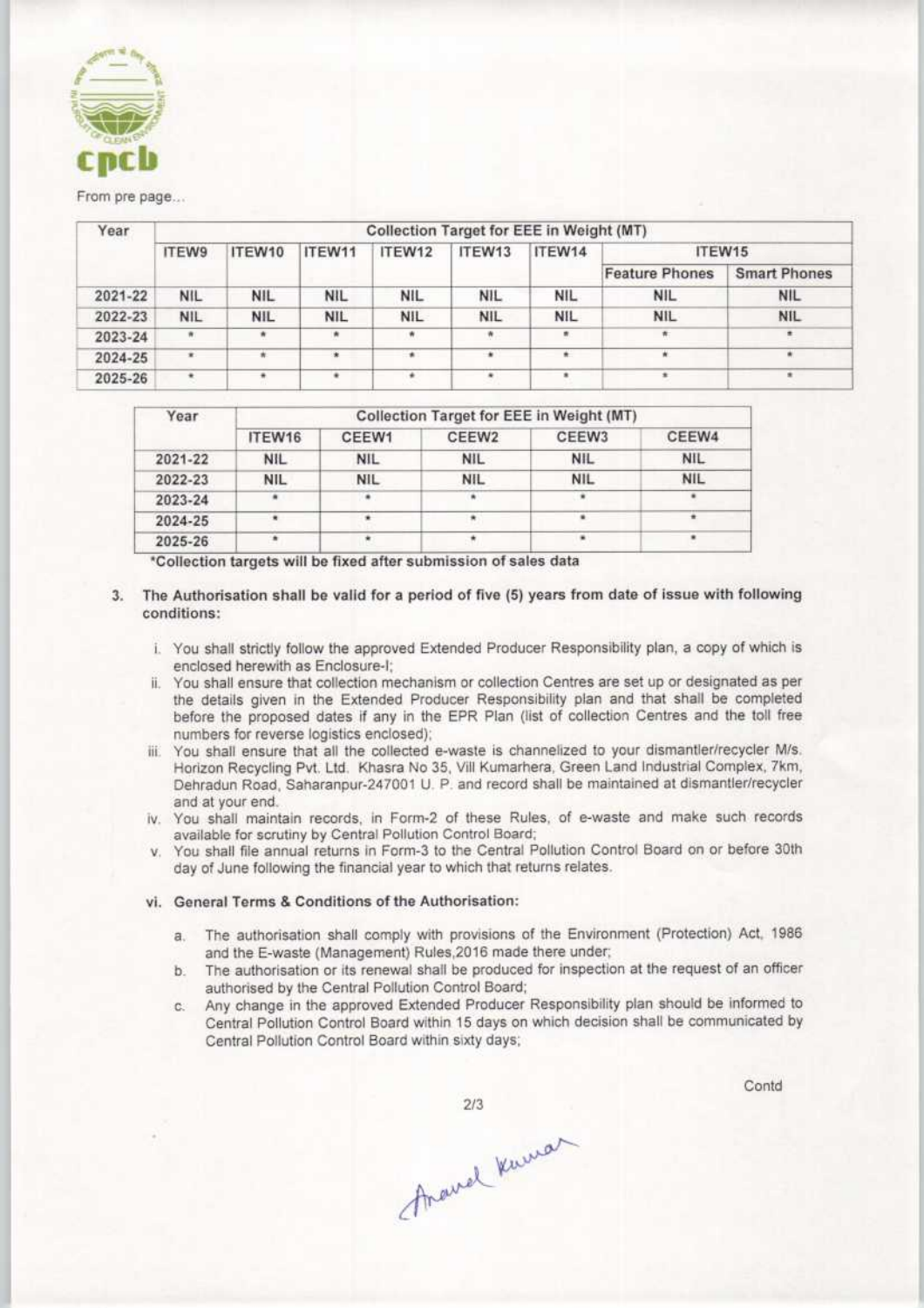From pre page...

| Year | Collection Target for EEE in Weight (MT) | | | | | | | |
|---|---|---|---|---|---|---|---|---|
| | ITEW9 | ITEW10 | ITEW11 | ITEW12 | ITEW13 | ITEW14 | ITEW15 | |
| | | | | | | | Feature Phones | Smart Phones |
| 2021-22 | NIL | NIL | NIL | NIL | NIL | NIL | NIL | NIL |
| 2022-23 | NIL | NIL | NIL | NIL | NIL | NIL | NIL | NIL |
| 2023-24 | * | * | * | * | * | * | * | * |
| 2024-25 | * | * | * | * | * | * | * | * |
| 2025-26 | * | * | * | * | * | * | * | * |

| Year | Collection Target for EEE in Weight (MT) | | | | |
|---|---|---|---|---|---|
| | ITEW16 | CEEW1 | CEEW2 | CEEW3 | CEEW4 |
| 2021-22 | NIL | NIL | NIL | NIL | NIL |
| 2022-23 | NIL | NIL | NIL | NIL | NIL |
| 2023-24 | * | * | * | * | * |
| 2024-25 | * | * | * | * | * |
| 2025-26 | * | * | * | * | * |

**\*Collection targets will be fixed after submission of sales data**

3. **The Authorisation shall be valid for a period of five (5) years from date of issue with following conditions:**

   i. You shall strictly follow the approved Extended Producer Responsibility plan, a copy of which is enclosed herewith as Enclosure-I;
   
   ii. You shall ensure that collection mechanism or collection Centres are set up or designated as per the details given in the Extended Producer Responsibility plan and that shall be completed before the proposed dates if any in the EPR Plan (list of collection Centres and the toll free numbers for reverse logistics enclosed);
   
   iii. You shall ensure that all the collected e-waste is channelized to your dismantler/recycler M/s. Horizon Recycling Pvt. Ltd. Khasra No 35, Vill Kumarhera, Green Land Industrial Complex, 7km, Dehradun Road, Saharanpur-247001 U. P. and record shall be maintained at dismantler/recycler and at your end.
   
   iv. You shall maintain records, in Form-2 of these Rules, of e-waste and make such records available for scrutiny by Central Pollution Control Board;
   
   v. You shall file annual returns in Form-3 to the Central Pollution Control Board on or before 30th day of June following the financial year to which that returns relates.
   
   vi. **General Terms & Conditions of the Authorisation:**
   
      a. The authorisation shall comply with provisions of the Environment (Protection) Act, 1986 and the E-waste (Management) Rules,2016 made there under;
      
      b. The authorisation or its renewal shall be produced for inspection at the request of an officer authorised by the Central Pollution Control Board;
      
      c. Any change in the approved Extended Producer Responsibility plan should be informed to Central Pollution Control Board within 15 days on which decision shall be communicated by Central Pollution Control Board within sixty days;

Contd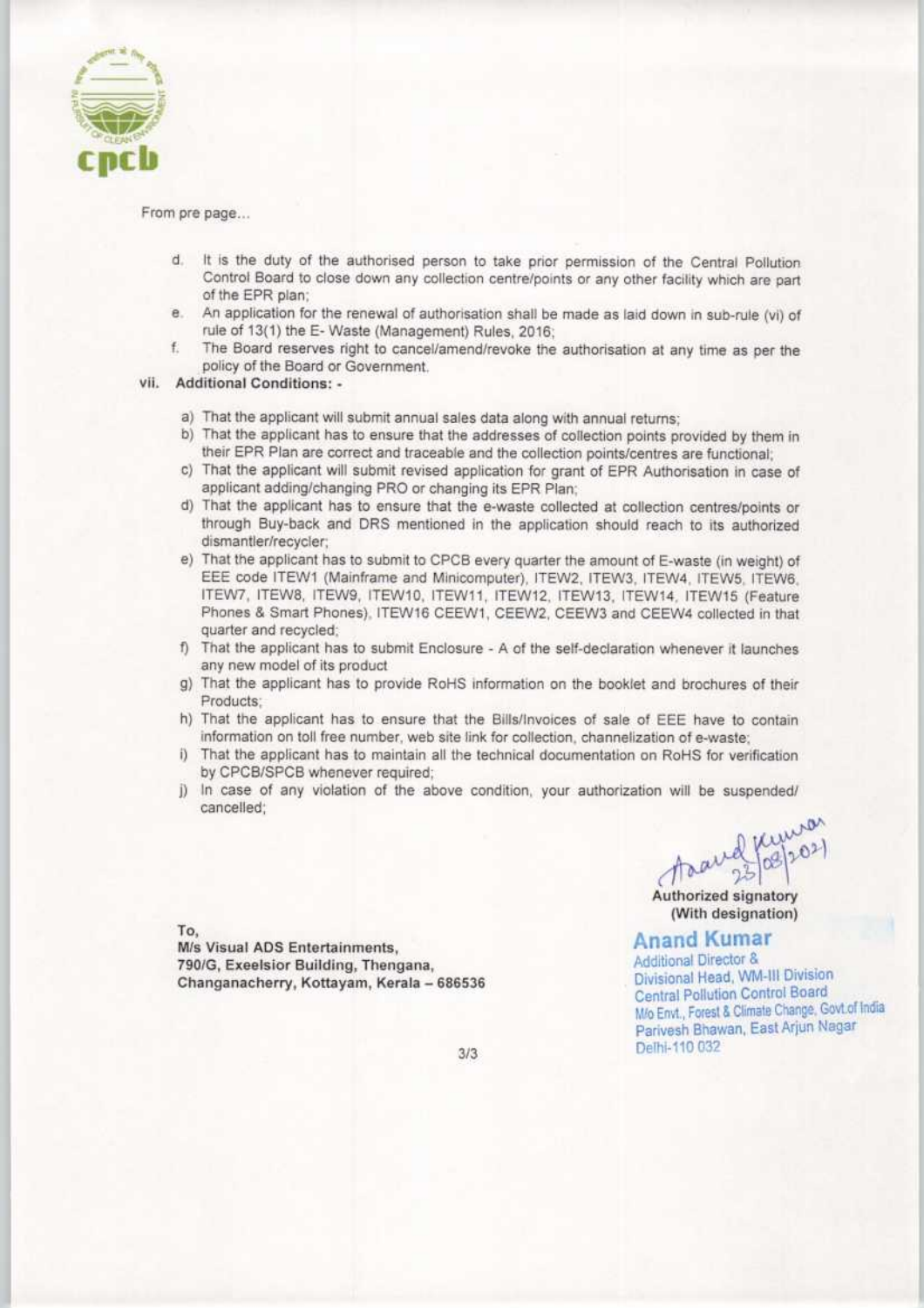From pre page...

d. It is the duty of the authorised person to take prior permission of the Central Pollution Control Board to close down any collection centre/points or any other facility which are part of the EPR plan;

e. An application for the renewal of authorisation shall be made as laid down in sub-rule (vi) of rule of 13(1) the E- Waste (Management) Rules, 2016;

f. The Board reserves right to cancel/amend/revoke the authorisation at any time as per the policy of the Board or Government.

vii. **Additional Conditions: -**

a) That the applicant will submit annual sales data along with annual returns;

b) That the applicant has to ensure that the addresses of collection points provided by them in their EPR Plan are correct and traceable and the collection points/centres are functional;

c) That the applicant will submit revised application for grant of EPR Authorisation in case of applicant adding/changing PRO or changing its EPR Plan;

d) That the applicant has to ensure that the e-waste collected at collection centres/points or through Buy-back and DRS mentioned in the application should reach to its authorized dismantler/recycler;

e) That the applicant has to submit to CPCB every quarter the amount of E-waste (in weight) of EEE code ITEW1 (Mainframe and Minicomputer), ITEW2, ITEW3, ITEW4, ITEW5, ITEW6, ITEW7, ITEW8, ITEW9, ITEW10, ITEW11, ITEW12, ITEW13, ITEW14, ITEW15 (Feature Phones & Smart Phones), ITEW16 CEEW1, CEEW2, CEEW3 and CEEW4 collected in that quarter and recycled;

f) That the applicant has to submit Enclosure - A of the self-declaration whenever it launches any new model of its product

g) That the applicant has to provide RoHS information on the booklet and brochures of their Products;

h) That the applicant has to ensure that the Bills/Invoices of sale of EEE have to contain information on toll free number, web site link for collection, channelization of e-waste;

i) That the applicant has to maintain all the technical documentation on RoHS for verification by CPCB/SPCB whenever required;

j) In case of any violation of the above condition, your authorization will be suspended/ cancelled;

Anand Kumar
23/08/2021

**Authorized signatory**
**(With designation)**

**Anand Kumar**
Additional Director &
Divisional Head, WM-III Division
Central Pollution Control Board
M/o Envt., Forest & Climate Change, Govt.of India
Parivesh Bhawan, East Arjun Nagar
Delhi-110 032

To,
**M/s Visual ADS Entertainments,**
**790/G, Exeelsior Building, Thengana,**
**Changanacherry, Kottayam, Kerala – 686536**